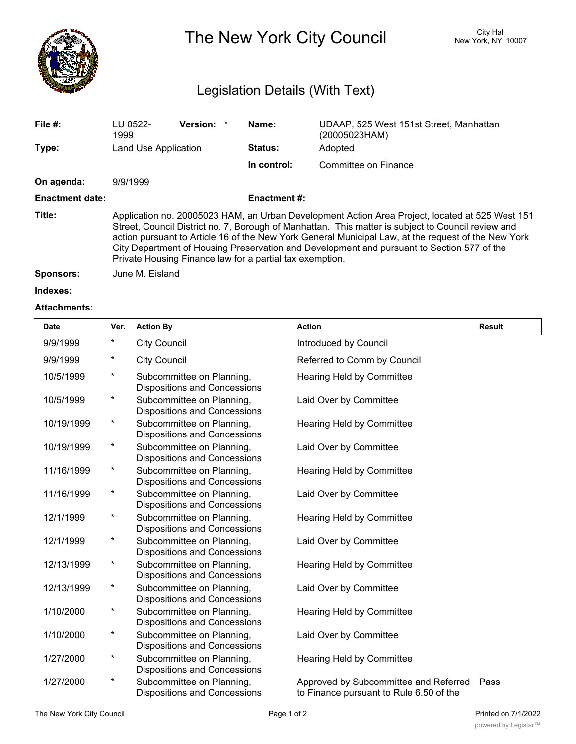# The New York City Council

City Hall
New York, NY 10007

## Legislation Details (With Text)

| | | | |
|---|---|---|---|
| **File #:** | LU 0522-1999 **Version:** * | **Name:** | UDAAP, 525 West 151st Street, Manhattan (20005023HAM) |
| **Type:** | Land Use Application | **Status:** | Adopted |
| | | **In control:** | Committee on Finance |
| **On agenda:** | 9/9/1999 | | |
| **Enactment date:** | | **Enactment #:** | |

**Title:** Application no. 20005023 HAM, an Urban Development Action Area Project, located at 525 West 151 Street, Council District no. 7, Borough of Manhattan. This matter is subject to Council review and action pursuant to Article 16 of the New York General Municipal Law, at the request of the New York City Department of Housing Preservation and Development and pursuant to Section 577 of the Private Housing Finance law for a partial tax exemption.

**Sponsors:** June M. Eisland

**Indexes:**

**Attachments:**

| Date | Ver. | Action By | Action | Result |
|---|---|---|---|---|
| 9/9/1999 | * | City Council | Introduced by Council | |
| 9/9/1999 | * | City Council | Referred to Comm by Council | |
| 10/5/1999 | * | Subcommittee on Planning, Dispositions and Concessions | Hearing Held by Committee | |
| 10/5/1999 | * | Subcommittee on Planning, Dispositions and Concessions | Laid Over by Committee | |
| 10/19/1999 | * | Subcommittee on Planning, Dispositions and Concessions | Hearing Held by Committee | |
| 10/19/1999 | * | Subcommittee on Planning, Dispositions and Concessions | Laid Over by Committee | |
| 11/16/1999 | * | Subcommittee on Planning, Dispositions and Concessions | Hearing Held by Committee | |
| 11/16/1999 | * | Subcommittee on Planning, Dispositions and Concessions | Laid Over by Committee | |
| 12/1/1999 | * | Subcommittee on Planning, Dispositions and Concessions | Hearing Held by Committee | |
| 12/1/1999 | * | Subcommittee on Planning, Dispositions and Concessions | Laid Over by Committee | |
| 12/13/1999 | * | Subcommittee on Planning, Dispositions and Concessions | Hearing Held by Committee | |
| 12/13/1999 | * | Subcommittee on Planning, Dispositions and Concessions | Laid Over by Committee | |
| 1/10/2000 | * | Subcommittee on Planning, Dispositions and Concessions | Hearing Held by Committee | |
| 1/10/2000 | * | Subcommittee on Planning, Dispositions and Concessions | Laid Over by Committee | |
| 1/27/2000 | * | Subcommittee on Planning, Dispositions and Concessions | Hearing Held by Committee | |
| 1/27/2000 | * | Subcommittee on Planning, Dispositions and Concessions | Approved by Subcommittee and Referred to Finance pursuant to Rule 6.50 of the | Pass |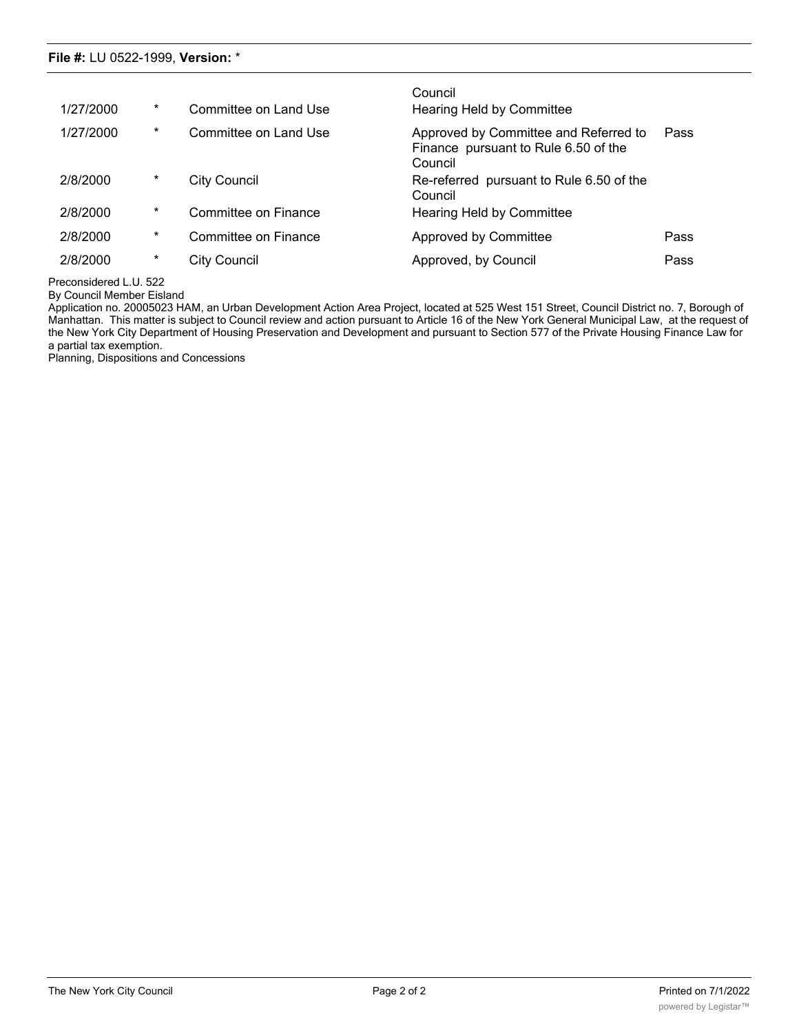| | | | | |
|---|---|---|---|---|
| | | | Council | |
| 1/27/2000 | * | Committee on Land Use | Hearing Held by Committee | |
| 1/27/2000 | * | Committee on Land Use | Approved by Committee and Referred to Finance pursuant to Rule 6.50 of the Council | Pass |
| 2/8/2000 | * | City Council | Re-referred pursuant to Rule 6.50 of the Council | |
| 2/8/2000 | * | Committee on Finance | Hearing Held by Committee | |
| 2/8/2000 | * | Committee on Finance | Approved by Committee | Pass |
| 2/8/2000 | * | City Council | Approved, by Council | Pass |

Preconsidered L.U. 522

By Council Member Eisland

Application no. 20005023 HAM, an Urban Development Action Area Project, located at 525 West 151 Street, Council District no. 7, Borough of Manhattan. This matter is subject to Council review and action pursuant to Article 16 of the New York General Municipal Law, at the request of the New York City Department of Housing Preservation and Development and pursuant to Section 577 of the Private Housing Finance Law for a partial tax exemption.

Planning, Dispositions and Concessions